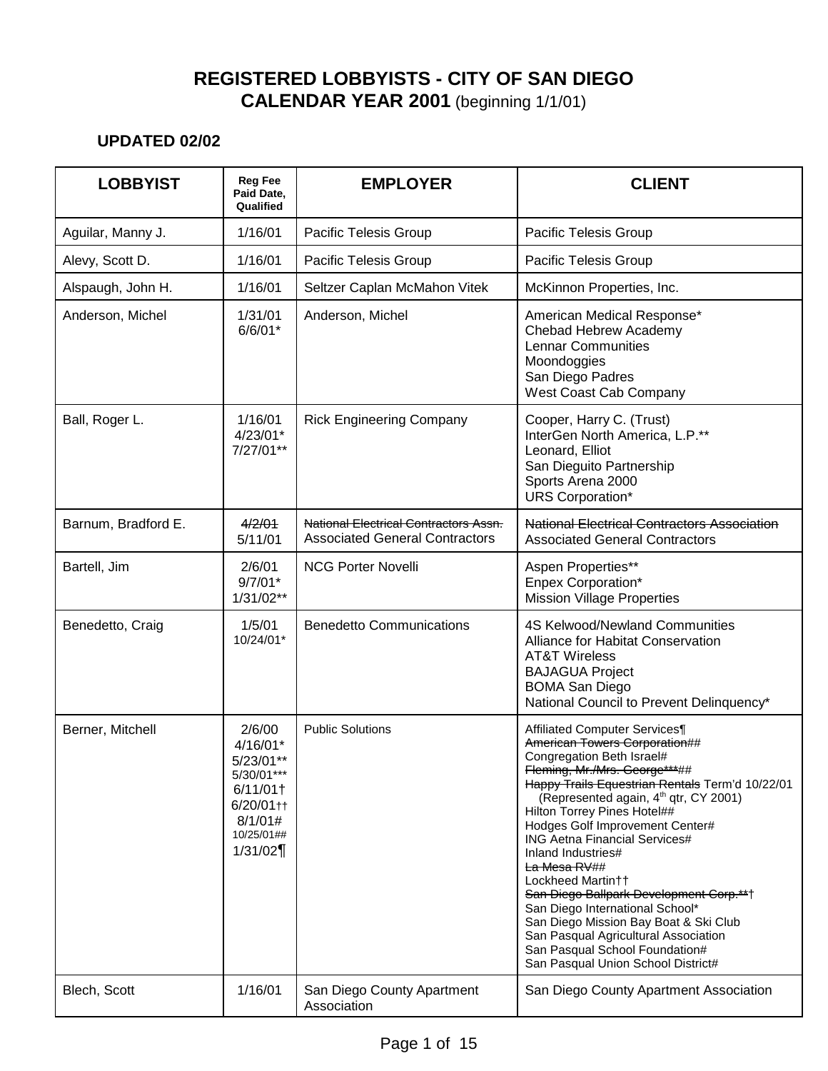# REGISTERED LOBBYISTS - CITY OF SAN DIEGO
## CALENDAR YEAR 2001 (beginning 1/1/01)

**UPDATED 02/02**

| LOBBYIST | Reg Fee Paid Date, Qualified | EMPLOYER | CLIENT |
|---|---|---|---|
| Aguilar, Manny J. | 1/16/01 | Pacific Telesis Group | Pacific Telesis Group |
| Alevy, Scott D. | 1/16/01 | Pacific Telesis Group | Pacific Telesis Group |
| Alspaugh, John H. | 1/16/01 | Seltzer Caplan McMahon Vitek | McKinnon Properties, Inc. |
| Anderson, Michel | 1/31/01<br>6/6/01* | Anderson, Michel | American Medical Response*<br>Chebad Hebrew Academy<br>Lennar Communities<br>Moondoggies<br>San Diego Padres<br>West Coast Cab Company |
| Ball, Roger L. | 1/16/01<br>4/23/01*<br>7/27/01** | Rick Engineering Company | Cooper, Harry C. (Trust)<br>InterGen North America, L.P.**<br>Leonard, Elliot<br>San Dieguito Partnership<br>Sports Arena 2000<br>URS Corporation* |
| Barnum, Bradford E. | ~~4/2/01~~<br>5/11/01 | ~~National Electrical Contractors Assn.~~<br>Associated General Contractors | ~~National Electrical Contractors Association~~<br>Associated General Contractors |
| Bartell, Jim | 2/6/01<br>9/7/01*<br>1/31/02** | NCG Porter Novelli | Aspen Properties**<br>Enpex Corporation*<br>Mission Village Properties |
| Benedetto, Craig | 1/5/01<br>10/24/01* | Benedetto Communications | 4S Kelwood/Newland Communities<br>Alliance for Habitat Conservation<br>AT&T Wireless<br>BAJAGUA Project<br>BOMA San Diego<br>National Council to Prevent Delinquency* |
| Berner, Mitchell | 2/6/00<br>4/16/01*<br>5/23/01**<br>5/30/01***<br>6/11/01†<br>6/20/01††<br>8/1/01#<br>10/25/01##<br>1/31/02¶ | Public Solutions | Affiliated Computer Services¶<br>~~American Towers Corporation~~##<br>Congregation Beth Israel#<br>~~Fleming, Mr./Mrs. George***~~##<br>~~Happy Trails Equestrian Rentals~~ Term'd 10/22/01 (Represented again, 4th qtr, CY 2001)<br>Hilton Torrey Pines Hotel##<br>Hodges Golf Improvement Center#<br>ING Aetna Financial Services#<br>Inland Industries#<br>~~La Mesa RV~~##<br>Lockheed Martin††<br>~~San Diego Ballpark Development Corp.**~~†<br>San Diego International School*<br>San Diego Mission Bay Boat & Ski Club<br>San Pasqual Agricultural Association<br>San Pasqual School Foundation#<br>San Pasqual Union School District# |
| Blech, Scott | 1/16/01 | San Diego County Apartment Association | San Diego County Apartment Association |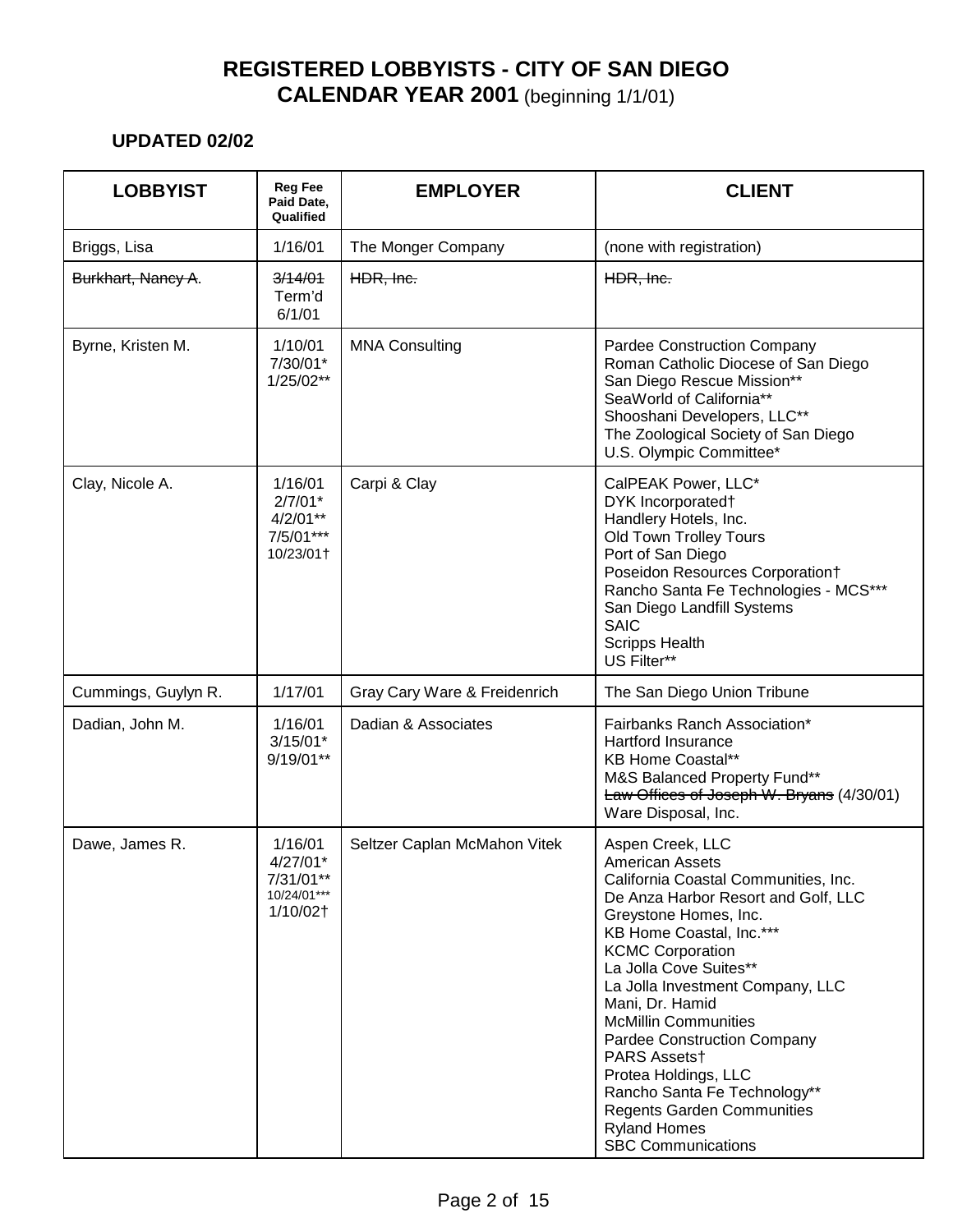# REGISTERED LOBBYISTS - CITY OF SAN DIEGO

## CALENDAR YEAR 2001 (beginning 1/1/01)

**UPDATED 02/02**

| LOBBYIST | Reg Fee Paid Date, Qualified | EMPLOYER | CLIENT |
|---|---|---|---|
| Briggs, Lisa | 1/16/01 | The Monger Company | (none with registration) |
| ~~Burkhart, Nancy A.~~ | ~~3/14/01~~ Term'd 6/1/01 | ~~HDR, Inc.~~ | ~~HDR, Inc.~~ |
| Byrne, Kristen M. | 1/10/01<br>7/30/01*<br>1/25/02** | MNA Consulting | Pardee Construction Company<br>Roman Catholic Diocese of San Diego<br>San Diego Rescue Mission**<br>SeaWorld of California**<br>Shooshani Developers, LLC**<br>The Zoological Society of San Diego<br>U.S. Olympic Committee* |
| Clay, Nicole A. | 1/16/01<br>2/7/01*<br>4/2/01**<br>7/5/01***<br>10/23/01† | Carpi & Clay | CalPEAK Power, LLC*<br>DYK Incorporated†<br>Handlery Hotels, Inc.<br>Old Town Trolley Tours<br>Port of San Diego<br>Poseidon Resources Corporation†<br>Rancho Santa Fe Technologies - MCS***<br>San Diego Landfill Systems<br>SAIC<br>Scripps Health<br>US Filter** |
| Cummings, Guylyn R. | 1/17/01 | Gray Cary Ware & Freidenrich | The San Diego Union Tribune |
| Dadian, John M. | 1/16/01<br>3/15/01*<br>9/19/01** | Dadian & Associates | Fairbanks Ranch Association*<br>Hartford Insurance<br>KB Home Coastal**<br>M&S Balanced Property Fund**<br>~~Law Offices of Joseph W. Bryans~~ (4/30/01)<br>Ware Disposal, Inc. |
| Dawe, James R. | 1/16/01<br>4/27/01*<br>7/31/01**<br>10/24/01***<br>1/10/02† | Seltzer Caplan McMahon Vitek | Aspen Creek, LLC<br>American Assets<br>California Coastal Communities, Inc.<br>De Anza Harbor Resort and Golf, LLC<br>Greystone Homes, Inc.<br>KB Home Coastal, Inc.***<br>KCMC Corporation<br>La Jolla Cove Suites**<br>La Jolla Investment Company, LLC<br>Mani, Dr. Hamid<br>McMillin Communities<br>Pardee Construction Company<br>PARS Assets†<br>Protea Holdings, LLC<br>Rancho Santa Fe Technology**<br>Regents Garden Communities<br>Ryland Homes<br>SBC Communications |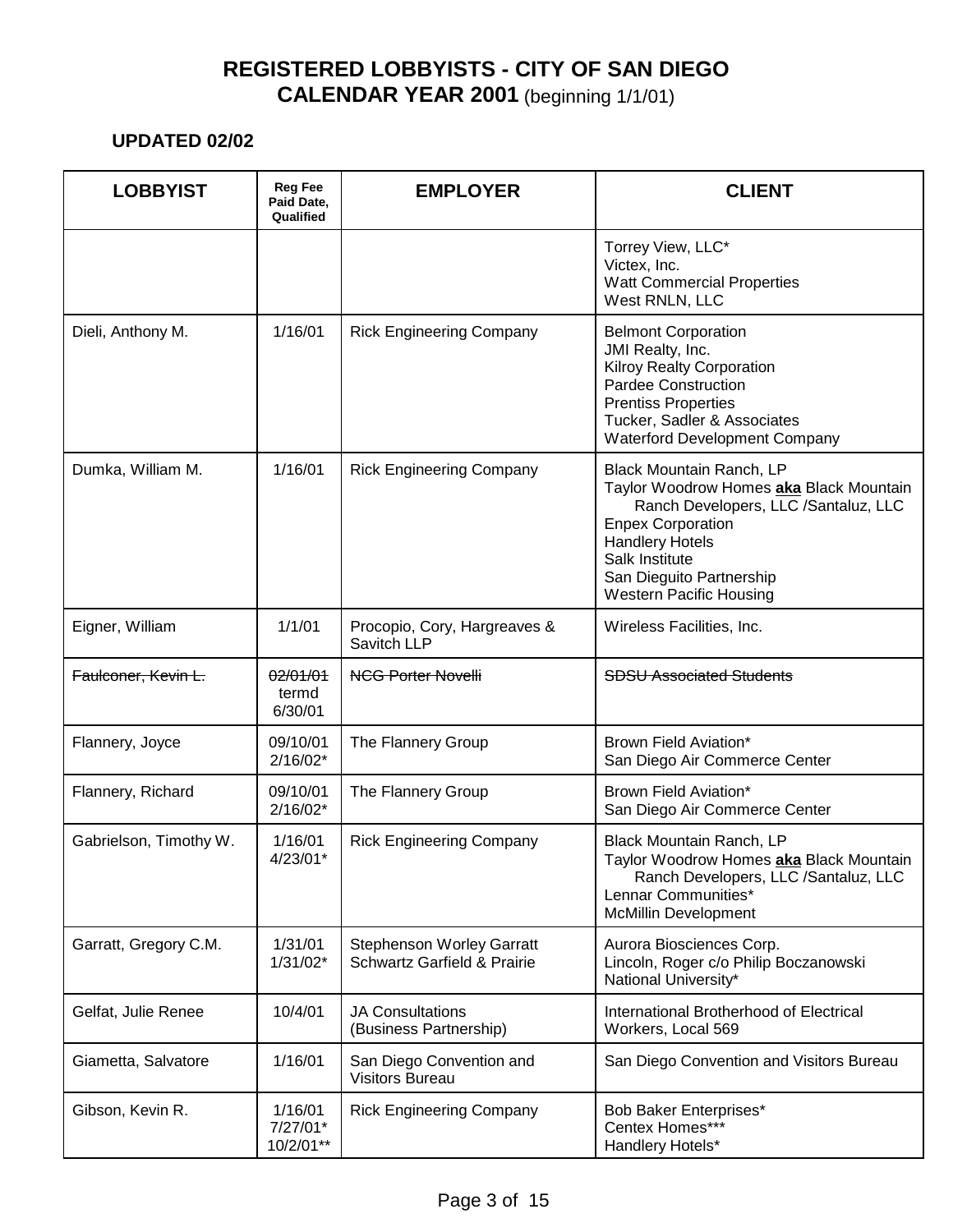# REGISTERED LOBBYISTS - CITY OF SAN DIEGO

## CALENDAR YEAR 2001 (beginning 1/1/01)

**UPDATED 02/02**

| LOBBYIST | Reg Fee Paid Date, Qualified | EMPLOYER | CLIENT |
|---|---|---|---|
| | | | Torrey View, LLC*<br>Victex, Inc.<br>Watt Commercial Properties<br>West RNLN, LLC |
| Dieli, Anthony M. | 1/16/01 | Rick Engineering Company | Belmont Corporation<br>JMI Realty, Inc.<br>Kilroy Realty Corporation<br>Pardee Construction<br>Prentiss Properties<br>Tucker, Sadler & Associates<br>Waterford Development Company |
| Dumka, William M. | 1/16/01 | Rick Engineering Company | Black Mountain Ranch, LP<br>Taylor Woodrow Homes **aka** Black Mountain Ranch Developers, LLC /Santaluz, LLC<br>Enpex Corporation<br>Handlery Hotels<br>Salk Institute<br>San Dieguito Partnership<br>Western Pacific Housing |
| Eigner, William | 1/1/01 | Procopio, Cory, Hargreaves & Savitch LLP | Wireless Facilities, Inc. |
| ~~Faulconer, Kevin L.~~ | ~~02/01/01~~<br>termd 6/30/01 | ~~NCG Porter Novelli~~ | ~~SDSU Associated Students~~ |
| Flannery, Joyce | 09/10/01<br>2/16/02* | The Flannery Group | Brown Field Aviation*<br>San Diego Air Commerce Center |
| Flannery, Richard | 09/10/01<br>2/16/02* | The Flannery Group | Brown Field Aviation*<br>San Diego Air Commerce Center |
| Gabrielson, Timothy W. | 1/16/01<br>4/23/01* | Rick Engineering Company | Black Mountain Ranch, LP<br>Taylor Woodrow Homes **aka** Black Mountain Ranch Developers, LLC /Santaluz, LLC<br>Lennar Communities*<br>McMillin Development |
| Garratt, Gregory C.M. | 1/31/01<br>1/31/02* | Stephenson Worley Garratt Schwartz Garfield & Prairie | Aurora Biosciences Corp.<br>Lincoln, Roger c/o Philip Boczanowski<br>National University* |
| Gelfat, Julie Renee | 10/4/01 | JA Consultations (Business Partnership) | International Brotherhood of Electrical Workers, Local 569 |
| Giametta, Salvatore | 1/16/01 | San Diego Convention and Visitors Bureau | San Diego Convention and Visitors Bureau |
| Gibson, Kevin R. | 1/16/01<br>7/27/01*<br>10/2/01** | Rick Engineering Company | Bob Baker Enterprises*<br>Centex Homes***<br>Handlery Hotels* |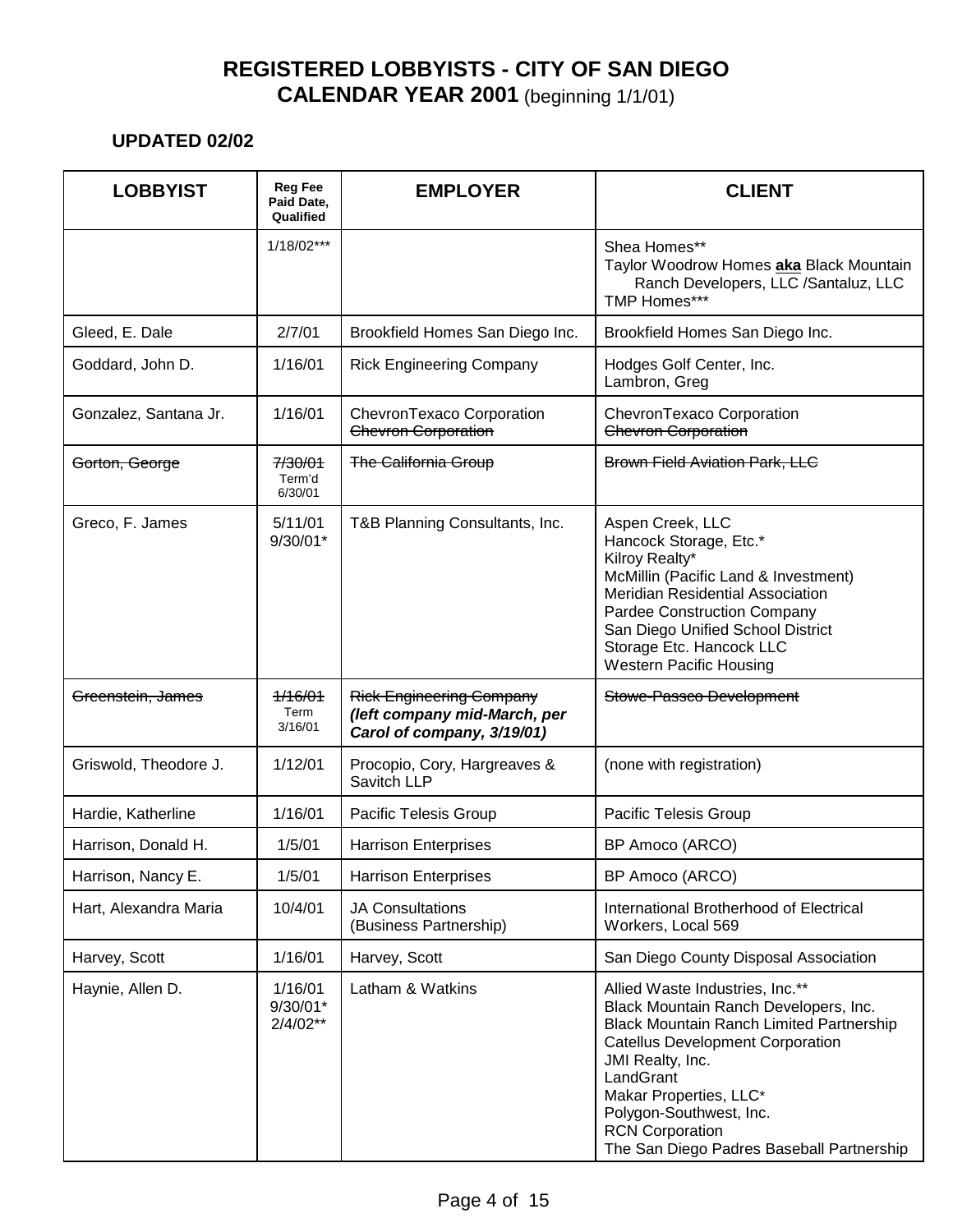# REGISTERED LOBBYISTS - CITY OF SAN DIEGO
## CALENDAR YEAR 2001 (beginning 1/1/01)

**UPDATED 02/02**

| LOBBYIST | Reg Fee Paid Date, Qualified | EMPLOYER | CLIENT |
|---|---|---|---|
| | 1/18/02*** | | Shea Homes**<br>Taylor Woodrow Homes **aka** Black Mountain Ranch Developers, LLC /Santaluz, LLC<br>TMP Homes*** |
| Gleed, E. Dale | 2/7/01 | Brookfield Homes San Diego Inc. | Brookfield Homes San Diego Inc. |
| Goddard, John D. | 1/16/01 | Rick Engineering Company | Hodges Golf Center, Inc.<br>Lambron, Greg |
| Gonzalez, Santana Jr. | 1/16/01 | ChevronTexaco Corporation<br>~~Chevron Corporation~~ | ChevronTexaco Corporation<br>~~Chevron Corporation~~ |
| ~~Gorton, George~~ | ~~7/30/01~~<br>Term'd 6/30/01 | ~~The California Group~~ | ~~Brown Field Aviation Park, LLC~~ |
| Greco, F. James | 5/11/01<br>9/30/01* | T&B Planning Consultants, Inc. | Aspen Creek, LLC<br>Hancock Storage, Etc.*<br>Kilroy Realty*<br>McMillin (Pacific Land & Investment)<br>Meridian Residential Association<br>Pardee Construction Company<br>San Diego Unified School District<br>Storage Etc. Hancock LLC<br>Western Pacific Housing |
| ~~Greenstein, James~~ | ~~1/16/01~~<br>Term 3/16/01 | ~~Rick Engineering Company~~<br>***(left company mid-March, per Carol of company, 3/19/01)*** | ~~Stowe-Passco Development~~ |
| Griswold, Theodore J. | 1/12/01 | Procopio, Cory, Hargreaves & Savitch LLP | (none with registration) |
| Hardie, Katherline | 1/16/01 | Pacific Telesis Group | Pacific Telesis Group |
| Harrison, Donald H. | 1/5/01 | Harrison Enterprises | BP Amoco (ARCO) |
| Harrison, Nancy E. | 1/5/01 | Harrison Enterprises | BP Amoco (ARCO) |
| Hart, Alexandra Maria | 10/4/01 | JA Consultations<br>(Business Partnership) | International Brotherhood of Electrical Workers, Local 569 |
| Harvey, Scott | 1/16/01 | Harvey, Scott | San Diego County Disposal Association |
| Haynie, Allen D. | 1/16/01<br>9/30/01*<br>2/4/02** | Latham & Watkins | Allied Waste Industries, Inc.**<br>Black Mountain Ranch Developers, Inc.<br>Black Mountain Ranch Limited Partnership<br>Catellus Development Corporation<br>JMI Realty, Inc.<br>LandGrant<br>Makar Properties, LLC*<br>Polygon-Southwest, Inc.<br>RCN Corporation<br>The San Diego Padres Baseball Partnership |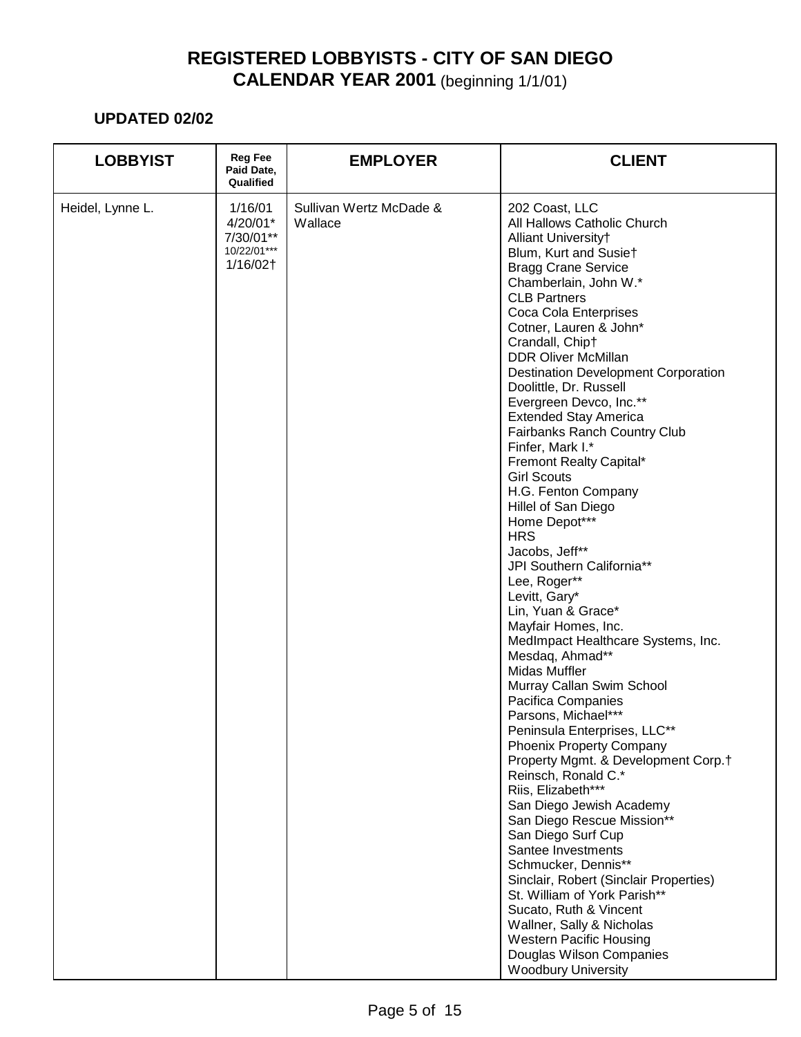# REGISTERED LOBBYISTS - CITY OF SAN DIEGO

## CALENDAR YEAR 2001 (beginning 1/1/01)

### UPDATED 02/02

| LOBBYIST | Reg Fee Paid Date, Qualified | EMPLOYER | CLIENT |
|---|---|---|---|
| Heidel, Lynne L. | 1/16/01<br>4/20/01*<br>7/30/01**<br>10/22/01***<br>1/16/02† | Sullivan Wertz McDade & Wallace | 202 Coast, LLC<br>All Hallows Catholic Church<br>Alliant University†<br>Blum, Kurt and Susie†<br>Bragg Crane Service<br>Chamberlain, John W.*<br>CLB Partners<br>Coca Cola Enterprises<br>Cotner, Lauren & John*<br>Crandall, Chip†<br>DDR Oliver McMillan<br>Destination Development Corporation<br>Doolittle, Dr. Russell<br>Evergreen Devco, Inc.**<br>Extended Stay America<br>Fairbanks Ranch Country Club<br>Finfer, Mark I.*<br>Fremont Realty Capital*<br>Girl Scouts<br>H.G. Fenton Company<br>Hillel of San Diego<br>Home Depot***<br>HRS<br>Jacobs, Jeff**<br>JPI Southern California**<br>Lee, Roger**<br>Levitt, Gary*<br>Lin, Yuan & Grace*<br>Mayfair Homes, Inc.<br>MedImpact Healthcare Systems, Inc.<br>Mesdaq, Ahmad**<br>Midas Muffler<br>Murray Callan Swim School<br>Pacifica Companies<br>Parsons, Michael***<br>Peninsula Enterprises, LLC**<br>Phoenix Property Company<br>Property Mgmt. & Development Corp.†<br>Reinsch, Ronald C.*<br>Riis, Elizabeth***<br>San Diego Jewish Academy<br>San Diego Rescue Mission**<br>San Diego Surf Cup<br>Santee Investments<br>Schmucker, Dennis**<br>Sinclair, Robert (Sinclair Properties)<br>St. William of York Parish**<br>Sucato, Ruth & Vincent<br>Wallner, Sally & Nicholas<br>Western Pacific Housing<br>Douglas Wilson Companies<br>Woodbury University |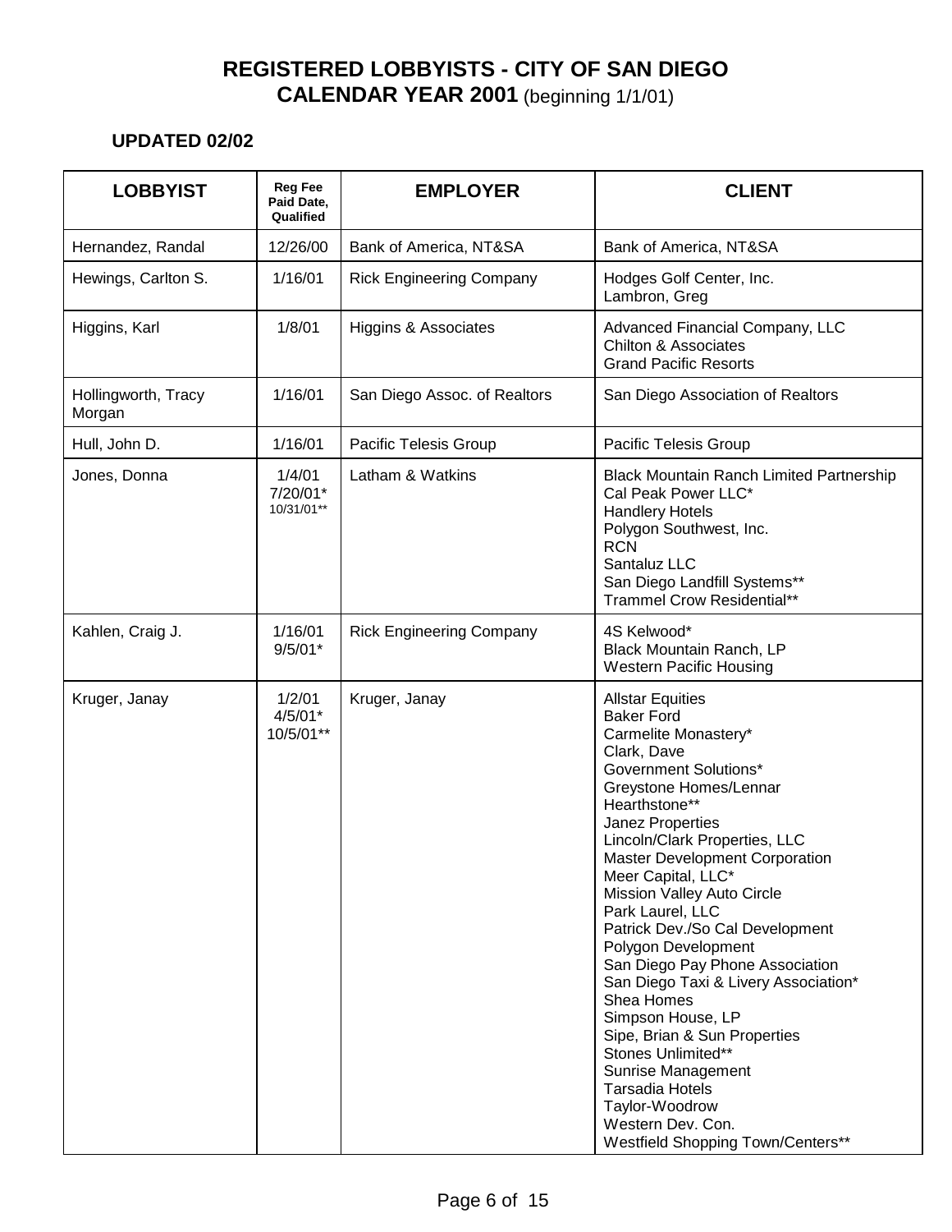# REGISTERED LOBBYISTS - CITY OF SAN DIEGO
## CALENDAR YEAR 2001 (beginning 1/1/01)

**UPDATED 02/02**

| LOBBYIST | Reg Fee Paid Date, Qualified | EMPLOYER | CLIENT |
|---|---|---|---|
| Hernandez, Randal | 12/26/00 | Bank of America, NT&SA | Bank of America, NT&SA |
| Hewings, Carlton S. | 1/16/01 | Rick Engineering Company | Hodges Golf Center, Inc.<br>Lambron, Greg |
| Higgins, Karl | 1/8/01 | Higgins & Associates | Advanced Financial Company, LLC<br>Chilton & Associates<br>Grand Pacific Resorts |
| Hollingworth, Tracy Morgan | 1/16/01 | San Diego Assoc. of Realtors | San Diego Association of Realtors |
| Hull, John D. | 1/16/01 | Pacific Telesis Group | Pacific Telesis Group |
| Jones, Donna | 1/4/01<br>7/20/01*<br>10/31/01** | Latham & Watkins | Black Mountain Ranch Limited Partnership<br>Cal Peak Power LLC*<br>Handlery Hotels<br>Polygon Southwest, Inc.<br>RCN<br>Santaluz LLC<br>San Diego Landfill Systems**<br>Trammel Crow Residential** |
| Kahlen, Craig J. | 1/16/01<br>9/5/01* | Rick Engineering Company | 4S Kelwood*<br>Black Mountain Ranch, LP<br>Western Pacific Housing |
| Kruger, Janay | 1/2/01<br>4/5/01*<br>10/5/01** | Kruger, Janay | Allstar Equities<br>Baker Ford<br>Carmelite Monastery*<br>Clark, Dave<br>Government Solutions*<br>Greystone Homes/Lennar<br>Hearthstone**<br>Janez Properties<br>Lincoln/Clark Properties, LLC<br>Master Development Corporation<br>Meer Capital, LLC*<br>Mission Valley Auto Circle<br>Park Laurel, LLC<br>Patrick Dev./So Cal Development<br>Polygon Development<br>San Diego Pay Phone Association<br>San Diego Taxi & Livery Association*<br>Shea Homes<br>Simpson House, LP<br>Sipe, Brian & Sun Properties<br>Stones Unlimited**<br>Sunrise Management<br>Tarsadia Hotels<br>Taylor-Woodrow<br>Western Dev. Con.<br>Westfield Shopping Town/Centers** |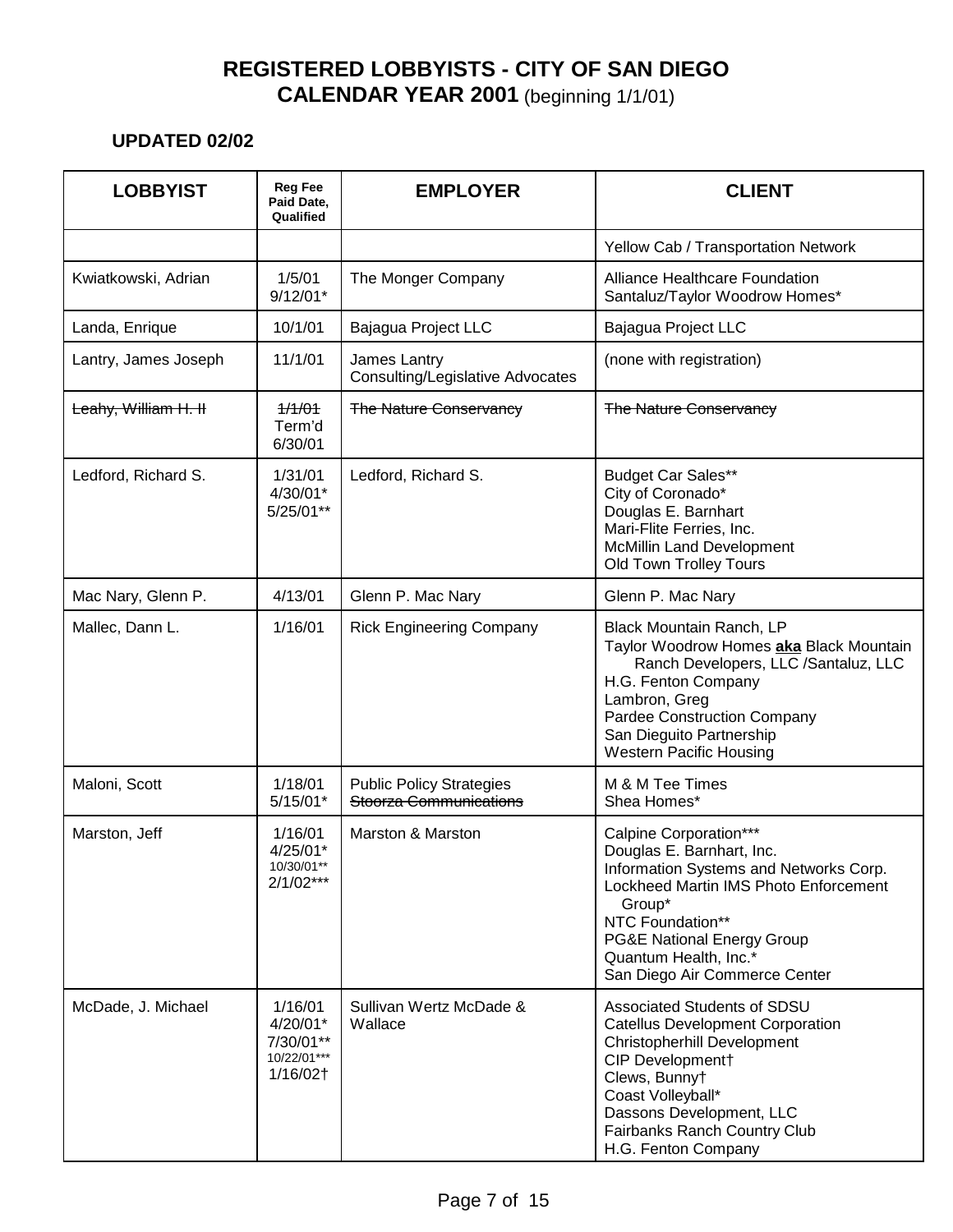# REGISTERED LOBBYISTS - CITY OF SAN DIEGO
## CALENDAR YEAR 2001 (beginning 1/1/01)

**UPDATED 02/02**

| LOBBYIST | Reg Fee Paid Date, Qualified | EMPLOYER | CLIENT |
|---|---|---|---|
| | | | Yellow Cab / Transportation Network |
| Kwiatkowski, Adrian | 1/5/01<br>9/12/01* | The Monger Company | Alliance Healthcare Foundation<br>Santaluz/Taylor Woodrow Homes* |
| Landa, Enrique | 10/1/01 | Bajagua Project LLC | Bajagua Project LLC |
| Lantry, James Joseph | 11/1/01 | James Lantry Consulting/Legislative Advocates | (none with registration) |
| ~~Leahy, William H. II~~ | ~~1/1/01~~<br>Term'd 6/30/01 | ~~The Nature Conservancy~~ | ~~The Nature Conservancy~~ |
| Ledford, Richard S. | 1/31/01<br>4/30/01*<br>5/25/01** | Ledford, Richard S. | Budget Car Sales**<br>City of Coronado*<br>Douglas E. Barnhart<br>Mari-Flite Ferries, Inc.<br>McMillin Land Development<br>Old Town Trolley Tours |
| Mac Nary, Glenn P. | 4/13/01 | Glenn P. Mac Nary | Glenn P. Mac Nary |
| Mallec, Dann L. | 1/16/01 | Rick Engineering Company | Black Mountain Ranch, LP<br>Taylor Woodrow Homes **aka** Black Mountain Ranch Developers, LLC /Santaluz, LLC<br>H.G. Fenton Company<br>Lambron, Greg<br>Pardee Construction Company<br>San Dieguito Partnership<br>Western Pacific Housing |
| Maloni, Scott | 1/18/01<br>5/15/01* | Public Policy Strategies<br>~~Stoorza Communications~~ | M & M Tee Times<br>Shea Homes* |
| Marston, Jeff | 1/16/01<br>4/25/01*<br>10/30/01**<br>2/1/02*** | Marston & Marston | Calpine Corporation***<br>Douglas E. Barnhart, Inc.<br>Information Systems and Networks Corp.<br>Lockheed Martin IMS Photo Enforcement Group*<br>NTC Foundation**<br>PG&E National Energy Group<br>Quantum Health, Inc.*<br>San Diego Air Commerce Center |
| McDade, J. Michael | 1/16/01<br>4/20/01*<br>7/30/01**<br>10/22/01***<br>1/16/02† | Sullivan Wertz McDade & Wallace | Associated Students of SDSU<br>Catellus Development Corporation<br>Christopherhill Development<br>CIP Development†<br>Clews, Bunny†<br>Coast Volleyball*<br>Dassons Development, LLC<br>Fairbanks Ranch Country Club<br>H.G. Fenton Company |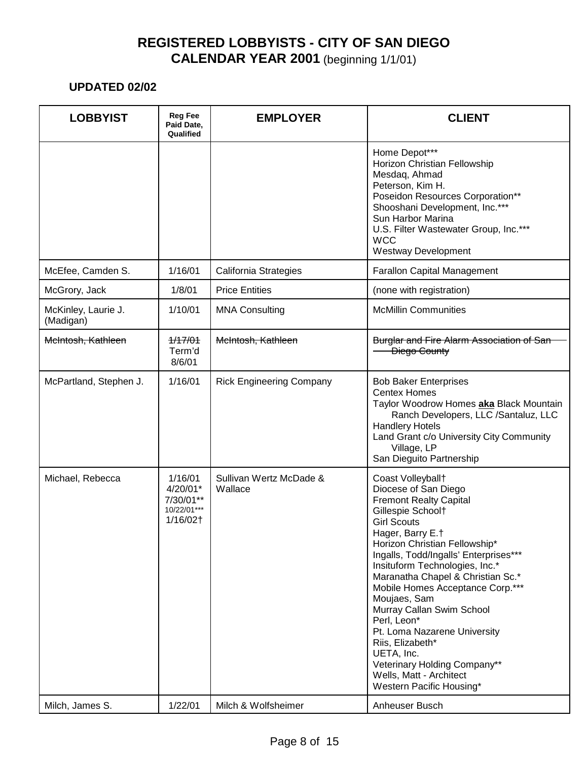# REGISTERED LOBBYISTS - CITY OF SAN DIEGO

## CALENDAR YEAR 2001 (beginning 1/1/01)

**UPDATED 02/02**

| LOBBYIST | Reg Fee Paid Date, Qualified | EMPLOYER | CLIENT |
|---|---|---|---|
| | | | Home Depot***<br>Horizon Christian Fellowship<br>Mesdaq, Ahmad<br>Peterson, Kim H.<br>Poseidon Resources Corporation**<br>Shooshani Development, Inc.***<br>Sun Harbor Marina<br>U.S. Filter Wastewater Group, Inc.***<br>WCC<br>Westway Development |
| McEfee, Camden S. | 1/16/01 | California Strategies | Farallon Capital Management |
| McGrory, Jack | 1/8/01 | Price Entities | (none with registration) |
| McKinley, Laurie J. (Madigan) | 1/10/01 | MNA Consulting | McMillin Communities |
| ~~McIntosh, Kathleen~~ | ~~1/17/01~~<br>Term'd 8/6/01 | ~~McIntosh, Kathleen~~ | ~~Burglar and Fire Alarm Association of San Diego County~~ |
| McPartland, Stephen J. | 1/16/01 | Rick Engineering Company | Bob Baker Enterprises<br>Centex Homes<br>Taylor Woodrow Homes **aka** Black Mountain Ranch Developers, LLC /Santaluz, LLC<br>Handlery Hotels<br>Land Grant c/o University City Community Village, LP<br>San Dieguito Partnership |
| Michael, Rebecca | 1/16/01<br>4/20/01*<br>7/30/01**<br>10/22/01***<br>1/16/02† | Sullivan Wertz McDade & Wallace | Coast Volleyball†<br>Diocese of San Diego<br>Fremont Realty Capital<br>Gillespie School†<br>Girl Scouts<br>Hager, Barry E.†<br>Horizon Christian Fellowship*<br>Ingalls, Todd/Ingalls' Enterprises***<br>Insituform Technologies, Inc.*<br>Maranatha Chapel & Christian Sc.*<br>Mobile Homes Acceptance Corp.***<br>Moujaes, Sam<br>Murray Callan Swim School<br>Perl, Leon*<br>Pt. Loma Nazarene University<br>Riis, Elizabeth*<br>UETA, Inc.<br>Veterinary Holding Company**<br>Wells, Matt - Architect<br>Western Pacific Housing* |
| Milch, James S. | 1/22/01 | Milch & Wolfsheimer | Anheuser Busch |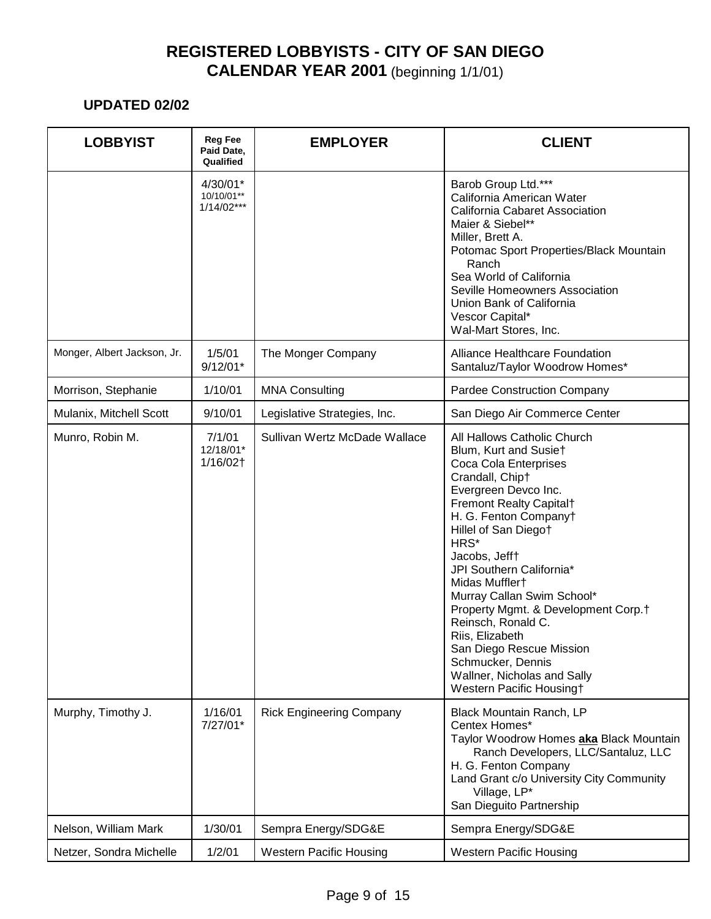# REGISTERED LOBBYISTS - CITY OF SAN DIEGO
## CALENDAR YEAR 2001 (beginning 1/1/01)

**UPDATED 02/02**

| LOBBYIST | Reg Fee Paid Date, Qualified | EMPLOYER | CLIENT |
|---|---|---|---|
| | 4/30/01*<br>10/10/01**<br>1/14/02*** | | Barob Group Ltd.***<br>California American Water<br>California Cabaret Association<br>Maier & Siebel**<br>Miller, Brett A.<br>Potomac Sport Properties/Black Mountain Ranch<br>Sea World of California<br>Seville Homeowners Association<br>Union Bank of California<br>Vescor Capital*<br>Wal-Mart Stores, Inc. |
| Monger, Albert Jackson, Jr. | 1/5/01<br>9/12/01* | The Monger Company | Alliance Healthcare Foundation<br>Santaluz/Taylor Woodrow Homes* |
| Morrison, Stephanie | 1/10/01 | MNA Consulting | Pardee Construction Company |
| Mulanix, Mitchell Scott | 9/10/01 | Legislative Strategies, Inc. | San Diego Air Commerce Center |
| Munro, Robin M. | 7/1/01<br>12/18/01*<br>1/16/02† | Sullivan Wertz McDade Wallace | All Hallows Catholic Church<br>Blum, Kurt and Susie†<br>Coca Cola Enterprises<br>Crandall, Chip†<br>Evergreen Devco Inc.<br>Fremont Realty Capital†<br>H. G. Fenton Company†<br>Hillel of San Diego†<br>HRS*<br>Jacobs, Jeff†<br>JPI Southern California*<br>Midas Muffler†<br>Murray Callan Swim School*<br>Property Mgmt. & Development Corp.†<br>Reinsch, Ronald C.<br>Riis, Elizabeth<br>San Diego Rescue Mission<br>Schmucker, Dennis<br>Wallner, Nicholas and Sally<br>Western Pacific Housing† |
| Murphy, Timothy J. | 1/16/01<br>7/27/01* | Rick Engineering Company | Black Mountain Ranch, LP<br>Centex Homes*<br>Taylor Woodrow Homes **aka** Black Mountain Ranch Developers, LLC/Santaluz, LLC<br>H. G. Fenton Company<br>Land Grant c/o University City Community Village, LP*<br>San Dieguito Partnership |
| Nelson, William Mark | 1/30/01 | Sempra Energy/SDG&E | Sempra Energy/SDG&E |
| Netzer, Sondra Michelle | 1/2/01 | Western Pacific Housing | Western Pacific Housing |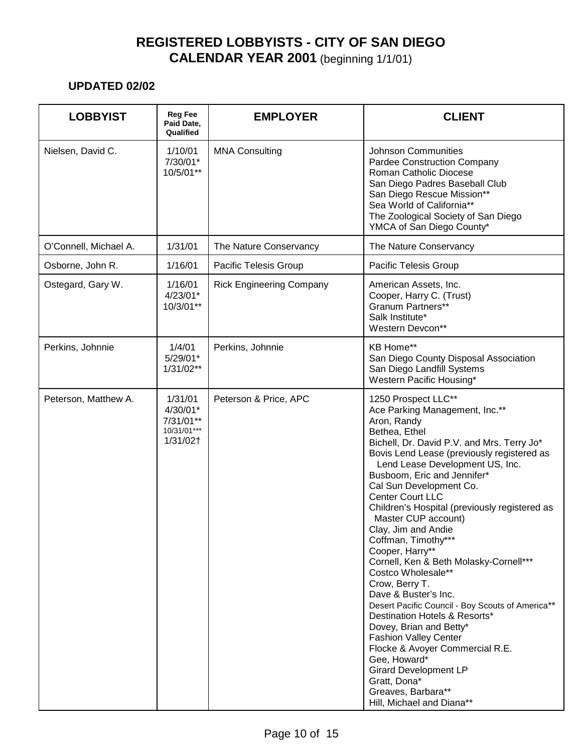# REGISTERED LOBBYISTS - CITY OF SAN DIEGO
## CALENDAR YEAR 2001 (beginning 1/1/01)

### UPDATED 02/02

| LOBBYIST | Reg Fee Paid Date, Qualified | EMPLOYER | CLIENT |
|---|---|---|---|
| Nielsen, David C. | 1/10/01<br>7/30/01*<br>10/5/01** | MNA Consulting | Johnson Communities<br>Pardee Construction Company<br>Roman Catholic Diocese<br>San Diego Padres Baseball Club<br>San Diego Rescue Mission**<br>Sea World of California**<br>The Zoological Society of San Diego<br>YMCA of San Diego County* |
| O'Connell, Michael A. | 1/31/01 | The Nature Conservancy | The Nature Conservancy |
| Osborne, John R. | 1/16/01 | Pacific Telesis Group | Pacific Telesis Group |
| Ostegard, Gary W. | 1/16/01<br>4/23/01*<br>10/3/01** | Rick Engineering Company | American Assets, Inc.<br>Cooper, Harry C. (Trust)<br>Granum Partners**<br>Salk Institute*<br>Western Devcon** |
| Perkins, Johnnie | 1/4/01<br>5/29/01*<br>1/31/02** | Perkins, Johnnie | KB Home**<br>San Diego County Disposal Association<br>San Diego Landfill Systems<br>Western Pacific Housing* |
| Peterson, Matthew A. | 1/31/01<br>4/30/01*<br>7/31/01**<br>10/31/01***<br>1/31/02† | Peterson & Price, APC | 1250 Prospect LLC**<br>Ace Parking Management, Inc.**<br>Aron, Randy<br>Bethea, Ethel<br>Bichell, Dr. David P.V. and Mrs. Terry Jo*<br>Bovis Lend Lease (previously registered as Lend Lease Development US, Inc.<br>Busboom, Eric and Jennifer*<br>Cal Sun Development Co.<br>Center Court LLC<br>Children's Hospital (previously registered as Master CUP account)<br>Clay, Jim and Andie<br>Coffman, Timothy***<br>Cooper, Harry**<br>Cornell, Ken & Beth Molasky-Cornell***<br>Costco Wholesale**<br>Crow, Berry T.<br>Dave & Buster's Inc.<br>Desert Pacific Council - Boy Scouts of America**<br>Destination Hotels & Resorts*<br>Dovey, Brian and Betty*<br>Fashion Valley Center<br>Flocke & Avoyer Commercial R.E.<br>Gee, Howard*<br>Girard Development LP<br>Gratt, Dona*<br>Greaves, Barbara**<br>Hill, Michael and Diana** |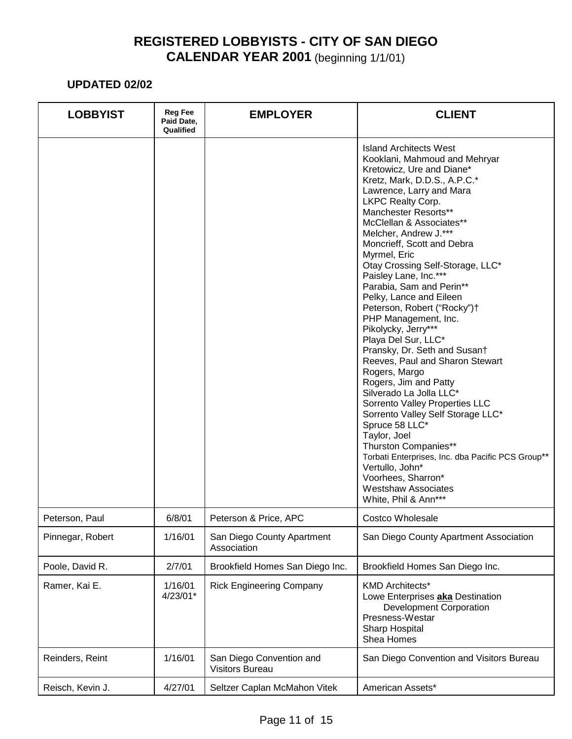# REGISTERED LOBBYISTS - CITY OF SAN DIEGO
## CALENDAR YEAR 2001 (beginning 1/1/01)

**UPDATED 02/02**

| LOBBYIST | Reg Fee Paid Date, Qualified | EMPLOYER | CLIENT |
|---|---|---|---|
| | | | Island Architects West<br>Kooklani, Mahmoud and Mehryar<br>Kretowicz, Ure and Diane*<br>Kretz, Mark, D.D.S., A.P.C.*<br>Lawrence, Larry and Mara<br>LKPC Realty Corp.<br>Manchester Resorts**<br>McClellan & Associates**<br>Melcher, Andrew J.***<br>Moncrieff, Scott and Debra<br>Myrmel, Eric<br>Otay Crossing Self-Storage, LLC*<br>Paisley Lane, Inc.***<br>Parabia, Sam and Perin**<br>Pelky, Lance and Eileen<br>Peterson, Robert ("Rocky")†<br>PHP Management, Inc.<br>Pikolycky, Jerry***<br>Playa Del Sur, LLC*<br>Pransky, Dr. Seth and Susan†<br>Reeves, Paul and Sharon Stewart<br>Rogers, Margo<br>Rogers, Jim and Patty<br>Silverado La Jolla LLC*<br>Sorrento Valley Properties LLC<br>Sorrento Valley Self Storage LLC*<br>Spruce 58 LLC*<br>Taylor, Joel<br>Thurston Companies**<br>Torbati Enterprises, Inc. dba Pacific PCS Group**<br>Vertullo, John*<br>Voorhees, Sharron*<br>Westshaw Associates<br>White, Phil & Ann*** |
| Peterson, Paul | 6/8/01 | Peterson & Price, APC | Costco Wholesale |
| Pinnegar, Robert | 1/16/01 | San Diego County Apartment Association | San Diego County Apartment Association |
| Poole, David R. | 2/7/01 | Brookfield Homes San Diego Inc. | Brookfield Homes San Diego Inc. |
| Ramer, Kai E. | 1/16/01<br>4/23/01* | Rick Engineering Company | KMD Architects*<br>Lowe Enterprises **aka** Destination Development Corporation<br>Presness-Westar<br>Sharp Hospital<br>Shea Homes |
| Reinders, Reint | 1/16/01 | San Diego Convention and Visitors Bureau | San Diego Convention and Visitors Bureau |
| Reisch, Kevin J. | 4/27/01 | Seltzer Caplan McMahon Vitek | American Assets* |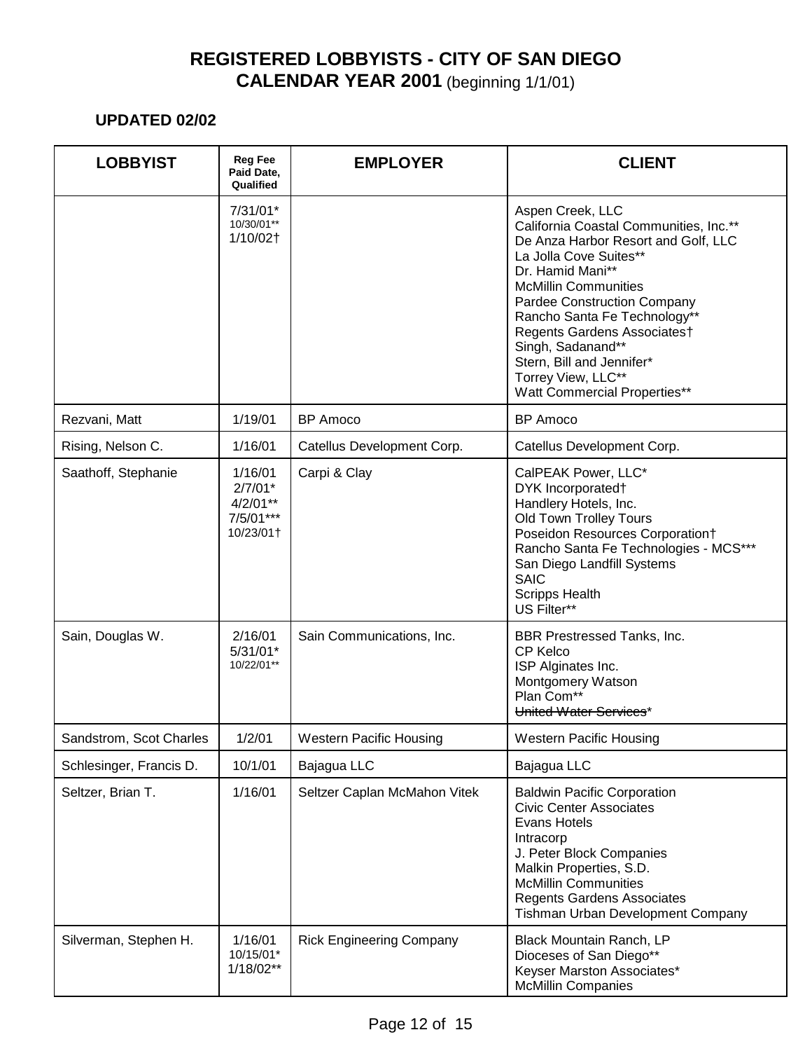# REGISTERED LOBBYISTS - CITY OF SAN DIEGO
## CALENDAR YEAR 2001 (beginning 1/1/01)

**UPDATED 02/02**

| LOBBYIST | Reg Fee Paid Date, Qualified | EMPLOYER | CLIENT |
|---|---|---|---|
| | 7/31/01*<br>10/30/01**<br>1/10/02† | | Aspen Creek, LLC<br>California Coastal Communities, Inc.**<br>De Anza Harbor Resort and Golf, LLC<br>La Jolla Cove Suites**<br>Dr. Hamid Mani**<br>McMillin Communities<br>Pardee Construction Company<br>Rancho Santa Fe Technology**<br>Regents Gardens Associates†<br>Singh, Sadanand**<br>Stern, Bill and Jennifer*<br>Torrey View, LLC**<br>Watt Commercial Properties** |
| Rezvani, Matt | 1/19/01 | BP Amoco | BP Amoco |
| Rising, Nelson C. | 1/16/01 | Catellus Development Corp. | Catellus Development Corp. |
| Saathoff, Stephanie | 1/16/01<br>2/7/01*<br>4/2/01**<br>7/5/01***<br>10/23/01† | Carpi & Clay | CalPEAK Power, LLC*<br>DYK Incorporated†<br>Handlery Hotels, Inc.<br>Old Town Trolley Tours<br>Poseidon Resources Corporation†<br>Rancho Santa Fe Technologies - MCS***<br>San Diego Landfill Systems<br>SAIC<br>Scripps Health<br>US Filter** |
| Sain, Douglas W. | 2/16/01<br>5/31/01*<br>10/22/01** | Sain Communications, Inc. | BBR Prestressed Tanks, Inc.<br>CP Kelco<br>ISP Alginates Inc.<br>Montgomery Watson<br>Plan Com**<br>~~United Water Services~~* |
| Sandstrom, Scot Charles | 1/2/01 | Western Pacific Housing | Western Pacific Housing |
| Schlesinger, Francis D. | 10/1/01 | Bajagua LLC | Bajagua LLC |
| Seltzer, Brian T. | 1/16/01 | Seltzer Caplan McMahon Vitek | Baldwin Pacific Corporation<br>Civic Center Associates<br>Evans Hotels<br>Intracorp<br>J. Peter Block Companies<br>Malkin Properties, S.D.<br>McMillin Communities<br>Regents Gardens Associates<br>Tishman Urban Development Company |
| Silverman, Stephen H. | 1/16/01<br>10/15/01*<br>1/18/02** | Rick Engineering Company | Black Mountain Ranch, LP<br>Dioceses of San Diego**<br>Keyser Marston Associates*<br>McMillin Companies |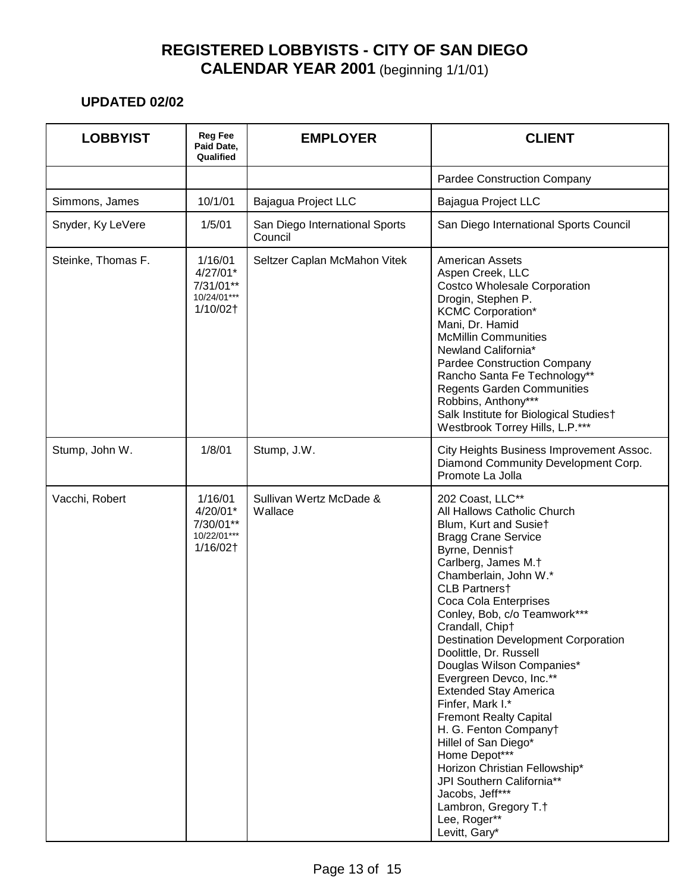# REGISTERED LOBBYISTS - CITY OF SAN DIEGO
## CALENDAR YEAR 2001 (beginning 1/1/01)

**UPDATED 02/02**

| LOBBYIST | Reg Fee Paid Date, Qualified | EMPLOYER | CLIENT |
|---|---|---|---|
| | | | Pardee Construction Company |
| Simmons, James | 10/1/01 | Bajagua Project LLC | Bajagua Project LLC |
| Snyder, Ky LeVere | 1/5/01 | San Diego International Sports Council | San Diego International Sports Council |
| Steinke, Thomas F. | 1/16/01<br>4/27/01*<br>7/31/01**<br>10/24/01***<br>1/10/02† | Seltzer Caplan McMahon Vitek | American Assets<br>Aspen Creek, LLC<br>Costco Wholesale Corporation<br>Drogin, Stephen P.<br>KCMC Corporation*<br>Mani, Dr. Hamid<br>McMillin Communities<br>Newland California*<br>Pardee Construction Company<br>Rancho Santa Fe Technology**<br>Regents Garden Communities<br>Robbins, Anthony***<br>Salk Institute for Biological Studies†<br>Westbrook Torrey Hills, L.P.*** |
| Stump, John W. | 1/8/01 | Stump, J.W. | City Heights Business Improvement Assoc.<br>Diamond Community Development Corp.<br>Promote La Jolla |
| Vacchi, Robert | 1/16/01<br>4/20/01*<br>7/30/01**<br>10/22/01***<br>1/16/02† | Sullivan Wertz McDade & Wallace | 202 Coast, LLC**<br>All Hallows Catholic Church<br>Blum, Kurt and Susie†<br>Bragg Crane Service<br>Byrne, Dennis†<br>Carlberg, James M.†<br>Chamberlain, John W.*<br>CLB Partners†<br>Coca Cola Enterprises<br>Conley, Bob, c/o Teamwork***<br>Crandall, Chip†<br>Destination Development Corporation<br>Doolittle, Dr. Russell<br>Douglas Wilson Companies*<br>Evergreen Devco, Inc.**<br>Extended Stay America<br>Finfer, Mark I.*<br>Fremont Realty Capital<br>H. G. Fenton Company†<br>Hillel of San Diego*<br>Home Depot***<br>Horizon Christian Fellowship*<br>JPI Southern California**<br>Jacobs, Jeff***<br>Lambron, Gregory T.†<br>Lee, Roger**<br>Levitt, Gary* |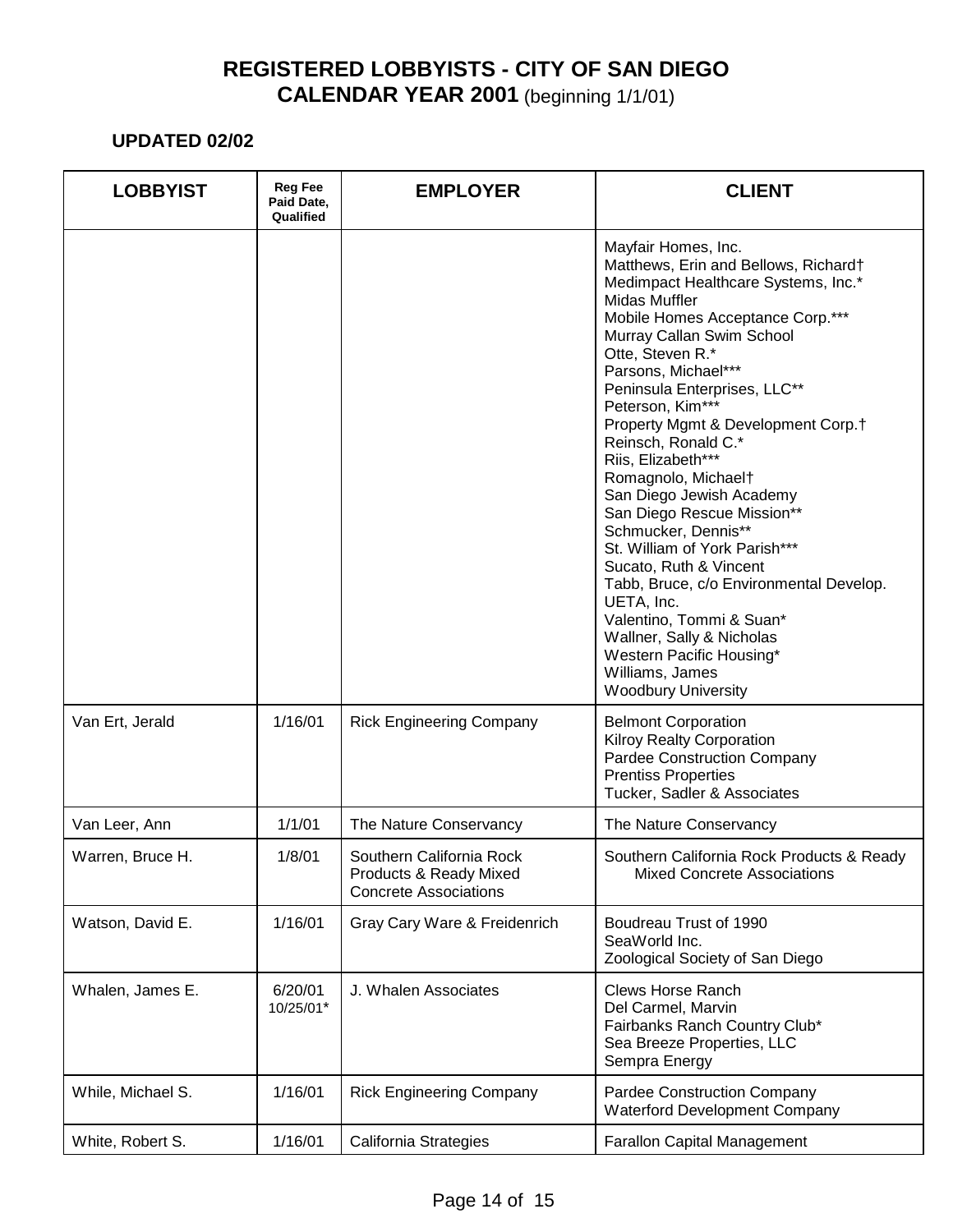# REGISTERED LOBBYISTS - CITY OF SAN DIEGO
## CALENDAR YEAR 2001 (beginning 1/1/01)

**UPDATED 02/02**

| LOBBYIST | Reg Fee Paid Date, Qualified | EMPLOYER | CLIENT |
|---|---|---|---|
| | | | Mayfair Homes, Inc.<br>Matthews, Erin and Bellows, Richard†<br>Medimpact Healthcare Systems, Inc.*<br>Midas Muffler<br>Mobile Homes Acceptance Corp.***<br>Murray Callan Swim School<br>Otte, Steven R.*<br>Parsons, Michael***<br>Peninsula Enterprises, LLC**<br>Peterson, Kim***<br>Property Mgmt & Development Corp.†<br>Reinsch, Ronald C.*<br>Riis, Elizabeth***<br>Romagnolo, Michael†<br>San Diego Jewish Academy<br>San Diego Rescue Mission**<br>Schmucker, Dennis**<br>St. William of York Parish***<br>Sucato, Ruth & Vincent<br>Tabb, Bruce, c/o Environmental Develop.<br>UETA, Inc.<br>Valentino, Tommi & Suan*<br>Wallner, Sally & Nicholas<br>Western Pacific Housing*<br>Williams, James<br>Woodbury University |
| Van Ert, Jerald | 1/16/01 | Rick Engineering Company | Belmont Corporation<br>Kilroy Realty Corporation<br>Pardee Construction Company<br>Prentiss Properties<br>Tucker, Sadler & Associates |
| Van Leer, Ann | 1/1/01 | The Nature Conservancy | The Nature Conservancy |
| Warren, Bruce H. | 1/8/01 | Southern California Rock Products & Ready Mixed Concrete Associations | Southern California Rock Products & Ready Mixed Concrete Associations |
| Watson, David E. | 1/16/01 | Gray Cary Ware & Freidenrich | Boudreau Trust of 1990<br>SeaWorld Inc.<br>Zoological Society of San Diego |
| Whalen, James E. | 6/20/01<br>10/25/01* | J. Whalen Associates | Clews Horse Ranch<br>Del Carmel, Marvin<br>Fairbanks Ranch Country Club*<br>Sea Breeze Properties, LLC<br>Sempra Energy |
| While, Michael S. | 1/16/01 | Rick Engineering Company | Pardee Construction Company<br>Waterford Development Company |
| White, Robert S. | 1/16/01 | California Strategies | Farallon Capital Management |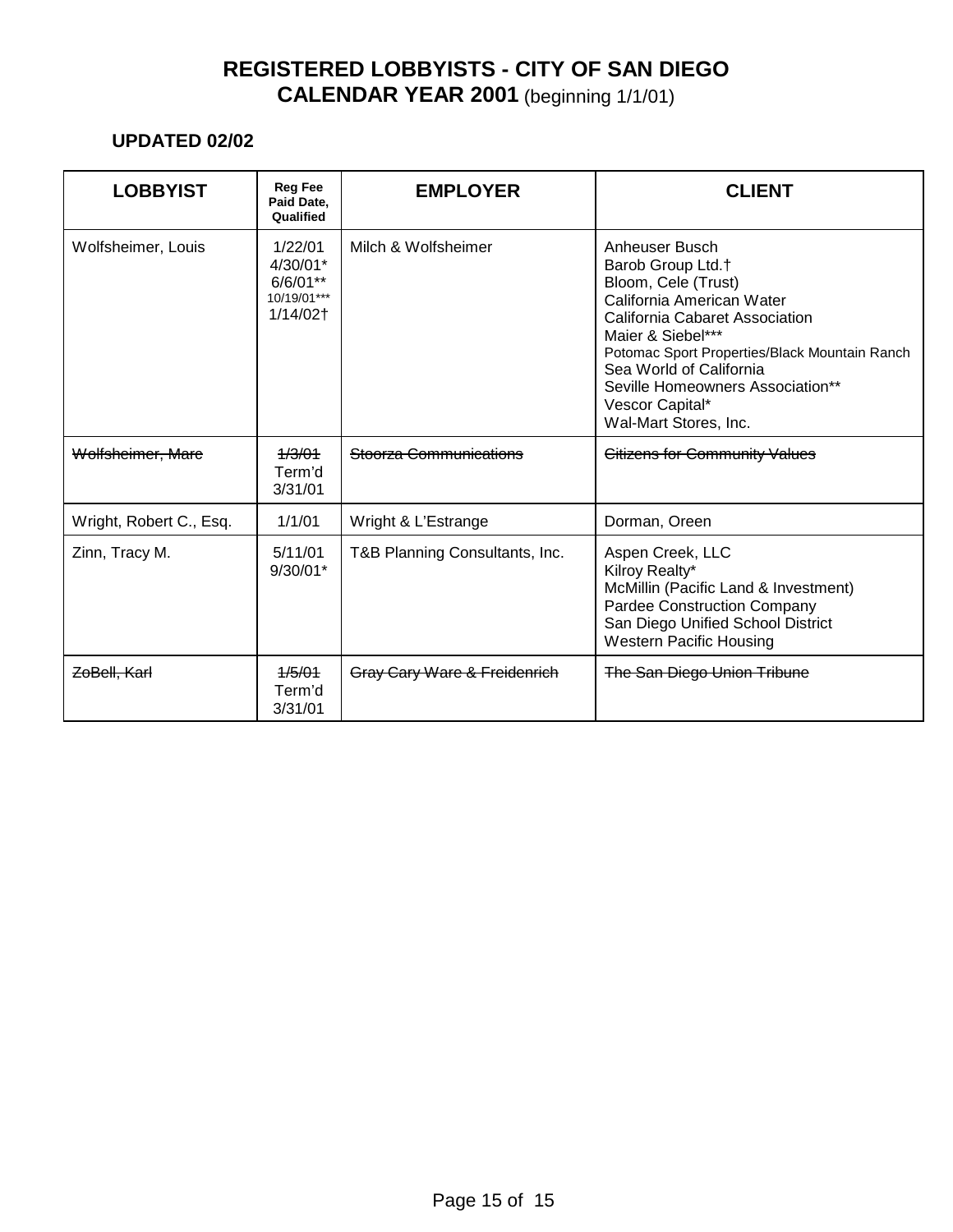# REGISTERED LOBBYISTS - CITY OF SAN DIEGO
## CALENDAR YEAR 2001 (beginning 1/1/01)

**UPDATED 02/02**

| LOBBYIST | Reg Fee Paid Date, Qualified | EMPLOYER | CLIENT |
|---|---|---|---|
| Wolfsheimer, Louis | 1/22/01<br>4/30/01*<br>6/6/01**<br>10/19/01***<br>1/14/02† | Milch & Wolfsheimer | Anheuser Busch<br>Barob Group Ltd.†<br>Bloom, Cele (Trust)<br>California American Water<br>California Cabaret Association<br>Maier & Siebel***<br>Potomac Sport Properties/Black Mountain Ranch<br>Sea World of California<br>Seville Homeowners Association**<br>Vescor Capital*<br>Wal-Mart Stores, Inc. |
| ~~Wolfsheimer, Marc~~ | ~~1/3/01~~<br>Term'd<br>3/31/01 | ~~Stoorza Communications~~ | ~~Citizens for Community Values~~ |
| Wright, Robert C., Esq. | 1/1/01 | Wright & L'Estrange | Dorman, Oreen |
| Zinn, Tracy M. | 5/11/01<br>9/30/01* | T&B Planning Consultants, Inc. | Aspen Creek, LLC<br>Kilroy Realty*<br>McMillin (Pacific Land & Investment)<br>Pardee Construction Company<br>San Diego Unified School District<br>Western Pacific Housing |
| ~~ZoBell, Karl~~ | ~~1/5/01~~<br>Term'd<br>3/31/01 | ~~Gray Cary Ware & Freidenrich~~ | ~~The San Diego Union Tribune~~ |